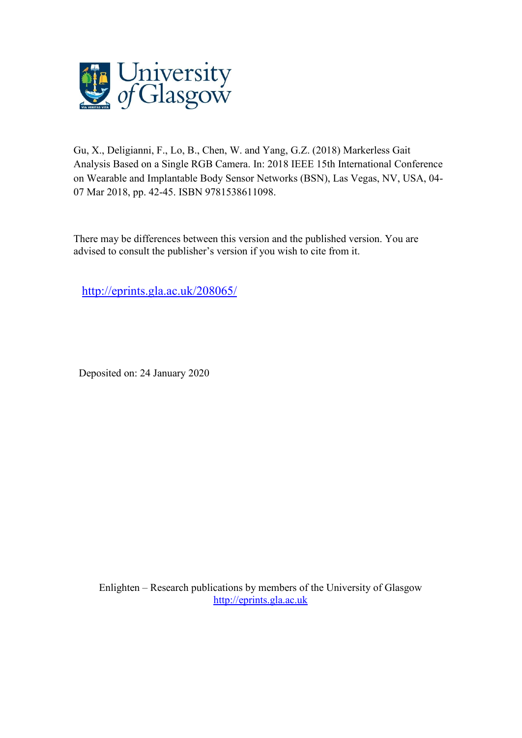Gu, X., Deligianni, F., Lo, B., Chen, W. and Yang, G.Z. (2018) Markerless Gait Analysis Based on a Single RGB Camera. In: 2018 IEEE 15th International Conference on Wearable and Implantable Body Sensor Networks (BSN), Las Vegas, NV, USA, 04-07 Mar 2018, pp. 42-45. ISBN 9781538611098.

There may be differences between this version and the published version. You are advised to consult the publisher's version if you wish to cite from it.

http://eprints.gla.ac.uk/208065/

Deposited on: 24 January 2020

Enlighten – Research publications by members of the University of Glasgow
http://eprints.gla.ac.uk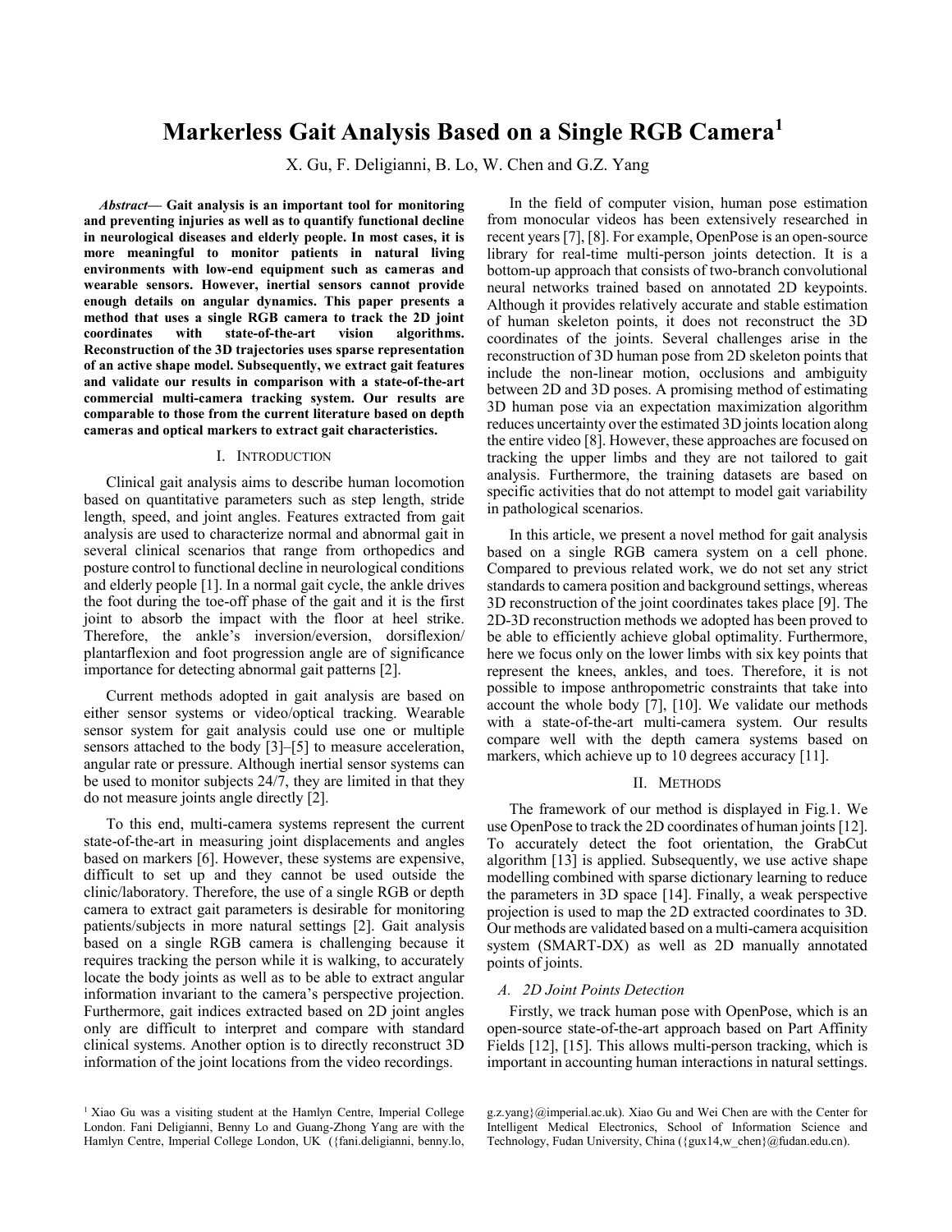# Markerless Gait Analysis Based on a Single RGB Camera[1]

X. Gu, F. Deligianni, B. Lo, W. Chen and G.Z. Yang

***Abstract*— Gait analysis is an important tool for monitoring and preventing injuries as well as to quantify functional decline in neurological diseases and elderly people. In most cases, it is more meaningful to monitor patients in natural living environments with low-end equipment such as cameras and wearable sensors. However, inertial sensors cannot provide enough details on angular dynamics. This paper presents a method that uses a single RGB camera to track the 2D joint coordinates with state-of-the-art vision algorithms. Reconstruction of the 3D trajectories uses sparse representation of an active shape model. Subsequently, we extract gait features and validate our results in comparison with a state-of-the-art commercial multi-camera tracking system. Our results are comparable to those from the current literature based on depth cameras and optical markers to extract gait characteristics.**

## I. Introduction

Clinical gait analysis aims to describe human locomotion based on quantitative parameters such as step length, stride length, speed, and joint angles. Features extracted from gait analysis are used to characterize normal and abnormal gait in several clinical scenarios that range from orthopedics and posture control to functional decline in neurological conditions and elderly people [1]. In a normal gait cycle, the ankle drives the foot during the toe-off phase of the gait and it is the first joint to absorb the impact with the floor at heel strike. Therefore, the ankle's inversion/eversion, dorsiflexion/ plantarflexion and foot progression angle are of significance importance for detecting abnormal gait patterns [2].

Current methods adopted in gait analysis are based on either sensor systems or video/optical tracking. Wearable sensor system for gait analysis could use one or multiple sensors attached to the body [3]–[5] to measure acceleration, angular rate or pressure. Although inertial sensor systems can be used to monitor subjects 24/7, they are limited in that they do not measure joints angle directly [2].

To this end, multi-camera systems represent the current state-of-the-art in measuring joint displacements and angles based on markers [6]. However, these systems are expensive, difficult to set up and they cannot be used outside the clinic/laboratory. Therefore, the use of a single RGB or depth camera to extract gait parameters is desirable for monitoring patients/subjects in more natural settings [2]. Gait analysis based on a single RGB camera is challenging because it requires tracking the person while it is walking, to accurately locate the body joints as well as to be able to extract angular information invariant to the camera's perspective projection. Furthermore, gait indices extracted based on 2D joint angles only are difficult to interpret and compare with standard clinical systems. Another option is to directly reconstruct 3D information of the joint locations from the video recordings.

In the field of computer vision, human pose estimation from monocular videos has been extensively researched in recent years [7], [8]. For example, OpenPose is an open-source library for real-time multi-person joints detection. It is a bottom-up approach that consists of two-branch convolutional neural networks trained based on annotated 2D keypoints. Although it provides relatively accurate and stable estimation of human skeleton points, it does not reconstruct the 3D coordinates of the joints. Several challenges arise in the reconstruction of 3D human pose from 2D skeleton points that include the non-linear motion, occlusions and ambiguity between 2D and 3D poses. A promising method of estimating 3D human pose via an expectation maximization algorithm reduces uncertainty over the estimated 3D joints location along the entire video [8]. However, these approaches are focused on tracking the upper limbs and they are not tailored to gait analysis. Furthermore, the training datasets are based on specific activities that do not attempt to model gait variability in pathological scenarios.

In this article, we present a novel method for gait analysis based on a single RGB camera system on a cell phone. Compared to previous related work, we do not set any strict standards to camera position and background settings, whereas 3D reconstruction of the joint coordinates takes place [9]. The 2D-3D reconstruction methods we adopted has been proved to be able to efficiently achieve global optimality. Furthermore, here we focus only on the lower limbs with six key points that represent the knees, ankles, and toes. Therefore, it is not possible to impose anthropometric constraints that take into account the whole body [7], [10]. We validate our methods with a state-of-the-art multi-camera system. Our results compare well with the depth camera systems based on markers, which achieve up to 10 degrees accuracy [11].

## II. Methods

The framework of our method is displayed in Fig.1. We use OpenPose to track the 2D coordinates of human joints [12]. To accurately detect the foot orientation, the GrabCut algorithm [13] is applied. Subsequently, we use active shape modelling combined with sparse dictionary learning to reduce the parameters in 3D space [14]. Finally, a weak perspective projection is used to map the 2D extracted coordinates to 3D. Our methods are validated based on a multi-camera acquisition system (SMART-DX) as well as 2D manually annotated points of joints.

### *A. 2D Joint Points Detection*

Firstly, we track human pose with OpenPose, which is an open-source state-of-the-art approach based on Part Affinity Fields [12], [15]. This allows multi-person tracking, which is important in accounting human interactions in natural settings.

[1] Xiao Gu was a visiting student at the Hamlyn Centre, Imperial College London. Fani Deligianni, Benny Lo and Guang-Zhong Yang are with the Hamlyn Centre, Imperial College London, UK ({fani.deligianni, benny.lo, g.z.yang}@imperial.ac.uk). Xiao Gu and Wei Chen are with the Center for Intelligent Medical Electronics, School of Information Science and Technology, Fudan University, China ({gux14,w_chen}@fudan.edu.cn).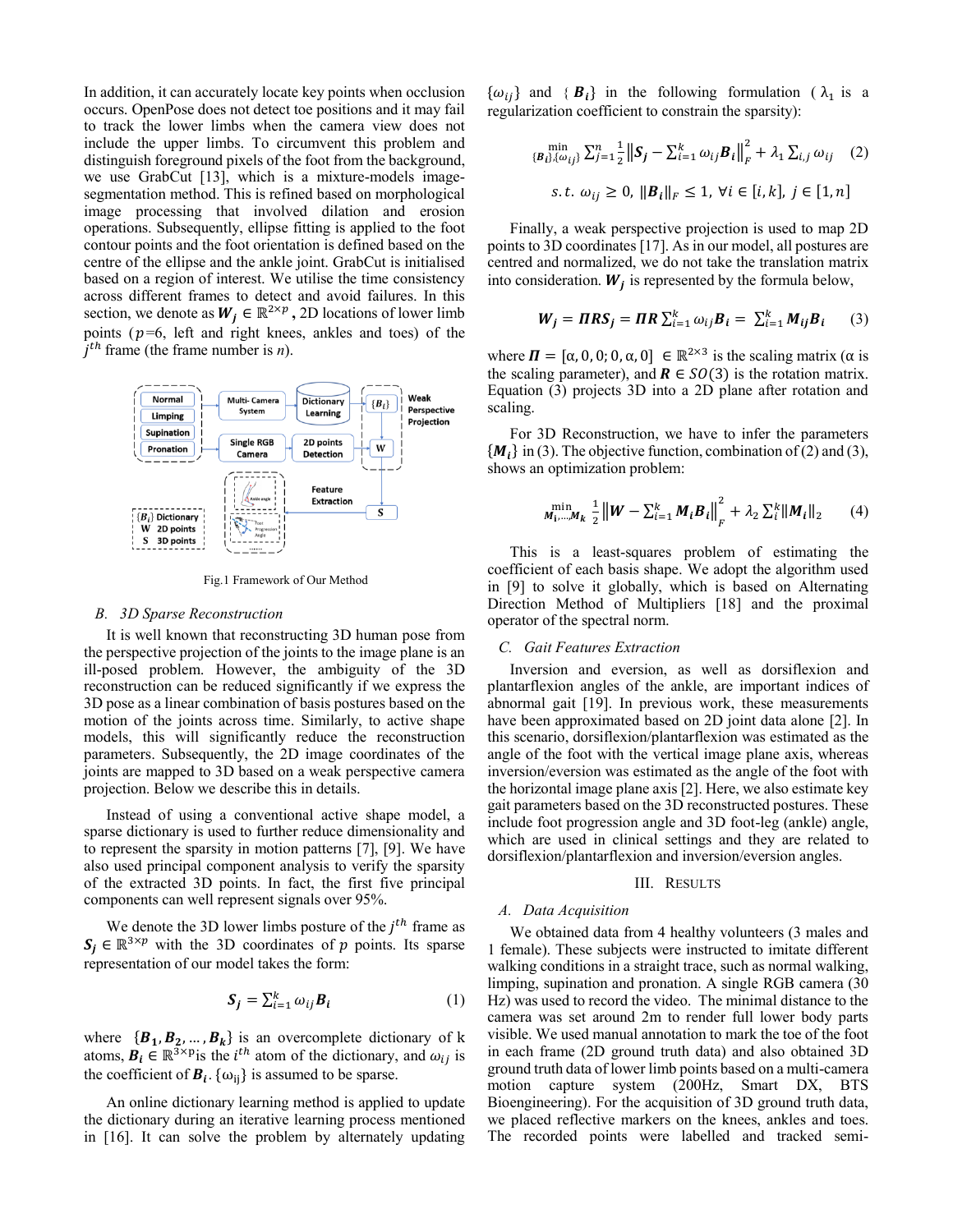In addition, it can accurately locate key points when occlusion occurs. OpenPose does not detect toe positions and it may fail to track the lower limbs when the camera view does not include the upper limbs. To circumvent this problem and distinguish foreground pixels of the foot from the background, we use GrabCut [13], which is a mixture-models image-segmentation method. This is refined based on morphological image processing that involved dilation and erosion operations. Subsequently, ellipse fitting is applied to the foot contour points and the foot orientation is defined based on the centre of the ellipse and the ankle joint. GrabCut is initialised based on a region of interest. We utilise the time consistency across different frames to detect and avoid failures. In this section, we denote as $\boldsymbol{W_j} \in \mathbb{R}^{2\times p}$, 2D locations of lower limb points ($p$=6, left and right knees, ankles and toes) of the $j^{th}$ frame (the frame number is $n$).

Fig.1 Framework of Our Method

### B. 3D Sparse Reconstruction

It is well known that reconstructing 3D human pose from the perspective projection of the joints to the image plane is an ill-posed problem. However, the ambiguity of the 3D reconstruction can be reduced significantly if we express the 3D pose as a linear combination of basis postures based on the motion of the joints across time. Similarly, to active shape models, this will significantly reduce the reconstruction parameters. Subsequently, the 2D image coordinates of the joints are mapped to 3D based on a weak perspective camera projection. Below we describe this in details.

Instead of using a conventional active shape model, a sparse dictionary is used to further reduce dimensionality and to represent the sparsity in motion patterns [7], [9]. We have also used principal component analysis to verify the sparsity of the extracted 3D points. In fact, the first five principal components can well represent signals over 95%.

We denote the 3D lower limbs posture of the $j^{th}$ frame as $\boldsymbol{S_j} \in \mathbb{R}^{3\times p}$ with the 3D coordinates of $p$ points. Its sparse representation of our model takes the form:

$$\boldsymbol{S_j} = \sum_{i=1}^{k} \omega_{ij} \boldsymbol{B_i} \tag{1}$$

where $\{\boldsymbol{B_1}, \boldsymbol{B_2}, \ldots, \boldsymbol{B_k}\}$ is an overcomplete dictionary of k atoms, $\boldsymbol{B_i} \in \mathbb{R}^{3\times p}$is the $i^{th}$ atom of the dictionary, and $\omega_{ij}$ is the coefficient of $\boldsymbol{B_i}$. $\{\omega_{ij}\}$ is assumed to be sparse.

An online dictionary learning method is applied to update the dictionary during an iterative learning process mentioned in [16]. It can solve the problem by alternately updating $\{\omega_{ij}\}$ and $\{\boldsymbol{B_i}\}$ in the following formulation ($\lambda_1$ is a regularization coefficient to constrain the sparsity):

$$\min_{\{\boldsymbol{B_i}\},\{\omega_{ij}\}} \sum_{j=1}^{n} \frac{1}{2} \left\| \boldsymbol{S_j} - \sum_{i=1}^{k} \omega_{ij} \boldsymbol{B_i} \right\|_F^2 + \lambda_1 \sum_{i,j} \omega_{ij} \tag{2}$$

$$s.t.\ \omega_{ij} \geq 0,\ \|\boldsymbol{B_i}\|_F \leq 1,\ \forall i \in [i,k],\ j \in [1,n]$$

Finally, a weak perspective projection is used to map 2D points to 3D coordinates [17]. As in our model, all postures are centred and normalized, we do not take the translation matrix into consideration. $\boldsymbol{W_j}$ is represented by the formula below,

$$\boldsymbol{W_j} = \boldsymbol{\Pi R S_j} = \boldsymbol{\Pi R} \sum_{i=1}^{k} \omega_{ij} \boldsymbol{B_i} = \sum_{i=1}^{k} \boldsymbol{M_{ij} B_i} \tag{3}$$

where $\boldsymbol{\Pi} = [\alpha, 0, 0; 0, \alpha, 0] \in \mathbb{R}^{2\times 3}$ is the scaling matrix ($\alpha$ is the scaling parameter), and $\boldsymbol{R} \in SO(3)$ is the rotation matrix. Equation (3) projects 3D into a 2D plane after rotation and scaling.

For 3D Reconstruction, we have to infer the parameters $\{\boldsymbol{M_i}\}$ in (3). The objective function, combination of (2) and (3), shows an optimization problem:

$$\min_{\boldsymbol{M_1},\ldots,\boldsymbol{M_k}} \frac{1}{2} \left\| \boldsymbol{W} - \sum_{i=1}^{k} \boldsymbol{M_i B_i} \right\|_F^2 + \lambda_2 \sum_{i}^{k} \|\boldsymbol{M_i}\|_2 \tag{4}$$

This is a least-squares problem of estimating the coefficient of each basis shape. We adopt the algorithm used in [9] to solve it globally, which is based on Alternating Direction Method of Multipliers [18] and the proximal operator of the spectral norm.

### C. Gait Features Extraction

Inversion and eversion, as well as dorsiflexion and plantarflexion angles of the ankle, are important indices of abnormal gait [19]. In previous work, these measurements have been approximated based on 2D joint data alone [2]. In this scenario, dorsiflexion/plantarflexion was estimated as the angle of the foot with the vertical image plane axis, whereas inversion/eversion was estimated as the angle of the foot with the horizontal image plane axis [2]. Here, we also estimate key gait parameters based on the 3D reconstructed postures. These include foot progression angle and 3D foot-leg (ankle) angle, which are used in clinical settings and they are related to dorsiflexion/plantarflexion and inversion/eversion angles.

## III. Results

### A. Data Acquisition

We obtained data from 4 healthy volunteers (3 males and 1 female). These subjects were instructed to imitate different walking conditions in a straight trace, such as normal walking, limping, supination and pronation. A single RGB camera (30 Hz) was used to record the video. The minimal distance to the camera was set around 2m to render full lower body parts visible. We used manual annotation to mark the toe of the foot in each frame (2D ground truth data) and also obtained 3D ground truth data of lower limb points based on a multi-camera motion capture system (200Hz, Smart DX, BTS Bioengineering). For the acquisition of 3D ground truth data, we placed reflective markers on the knees, ankles and toes. The recorded points were labelled and tracked semi-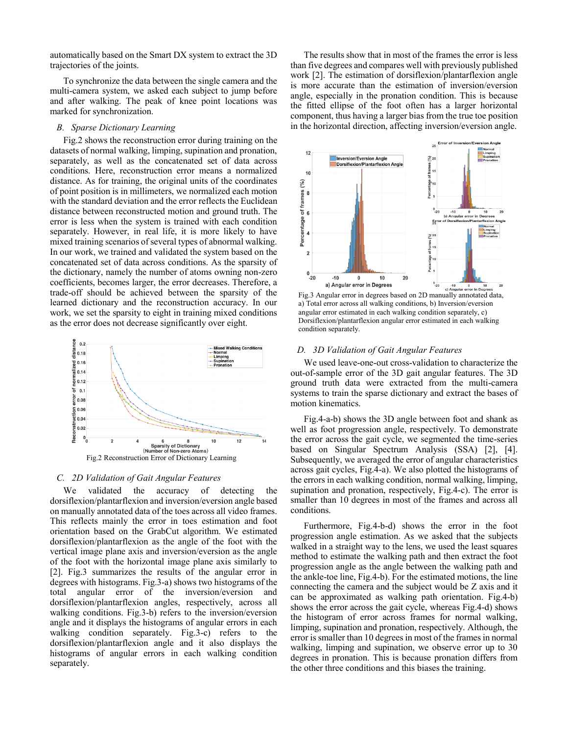automatically based on the Smart DX system to extract the 3D trajectories of the joints.

To synchronize the data between the single camera and the multi-camera system, we asked each subject to jump before and after walking. The peak of knee point locations was marked for synchronization.

### *B. Sparse Dictionary Learning*

Fig.2 shows the reconstruction error during training on the datasets of normal walking, limping, supination and pronation, separately, as well as the concatenated set of data across conditions. Here, reconstruction error means a normalized distance. As for training, the original units of the coordinates of point position is in millimeters, we normalized each motion with the standard deviation and the error reflects the Euclidean distance between reconstructed motion and ground truth. The error is less when the system is trained with each condition separately. However, in real life, it is more likely to have mixed training scenarios of several types of abnormal walking. In our work, we trained and validated the system based on the concatenated set of data across conditions. As the sparsity of the dictionary, namely the number of atoms owning non-zero coefficients, becomes larger, the error decreases. Therefore, a trade-off should be achieved between the sparsity of the learned dictionary and the reconstruction accuracy. In our work, we set the sparsity to eight in training mixed conditions as the error does not decrease significantly over eight.

Fig.2 Reconstruction Error of Dictionary Learning

### *C. 2D Validation of Gait Angular Features*

We validated the accuracy of detecting the dorsiflexion/plantarflexion and inversion/eversion angle based on manually annotated data of the toes across all video frames. This reflects mainly the error in toes estimation and foot orientation based on the GrabCut algorithm. We estimated dorsiflexion/plantarflexion as the angle of the foot with the vertical image plane axis and inversion/eversion as the angle of the foot with the horizontal image plane axis similarly to [2]. Fig.3 summarizes the results of the angular error in degrees with histograms. Fig.3-a) shows two histograms of the total angular error of the inversion/eversion and dorsiflexion/plantarflexion angles, respectively, across all walking conditions. Fig.3-b) refers to the inversion/eversion angle and it displays the histograms of angular errors in each walking condition separately. Fig.3-c) refers to the dorsiflexion/plantarflexion angle and it also displays the histograms of angular errors in each walking condition separately.

The results show that in most of the frames the error is less than five degrees and compares well with previously published work [2]. The estimation of dorsiflexion/plantarflexion angle is more accurate than the estimation of inversion/eversion angle, especially in the pronation condition. This is because the fitted ellipse of the foot often has a larger horizontal component, thus having a larger bias from the true toe position in the horizontal direction, affecting inversion/eversion angle.

Fig.3 Angular error in degrees based on 2D manually annotated data, a) Total error across all walking conditions, b) Inversion/eversion angular error estimated in each walking condition separately, c) Dorsiflexion/plantarflexion angular error estimated in each walking condition separately.

### *D. 3D Validation of Gait Angular Features*

We used leave-one-out cross-validation to characterize the out-of-sample error of the 3D gait angular features. The 3D ground truth data were extracted from the multi-camera systems to train the sparse dictionary and extract the bases of motion kinematics.

Fig.4-a-b) shows the 3D angle between foot and shank as well as foot progression angle, respectively. To demonstrate the error across the gait cycle, we segmented the time-series based on Singular Spectrum Analysis (SSA) [2], [4]. Subsequently, we averaged the error of angular characteristics across gait cycles, Fig.4-a). We also plotted the histograms of the errors in each walking condition, normal walking, limping, supination and pronation, respectively, Fig.4-c). The error is smaller than 10 degrees in most of the frames and across all conditions.

Furthermore, Fig.4-b-d) shows the error in the foot progression angle estimation. As we asked that the subjects walked in a straight way to the lens, we used the least squares method to estimate the walking path and then extract the foot progression angle as the angle between the walking path and the ankle-toe line, Fig.4-b). For the estimated motions, the line connecting the camera and the subject would be Z axis and it can be approximated as walking path orientation. Fig.4-b) shows the error across the gait cycle, whereas Fig.4-d) shows the histogram of error across frames for normal walking, limping, supination and pronation, respectively. Although, the error is smaller than 10 degrees in most of the frames in normal walking, limping and supination, we observe error up to 30 degrees in pronation. This is because pronation differs from the other three conditions and this biases the training.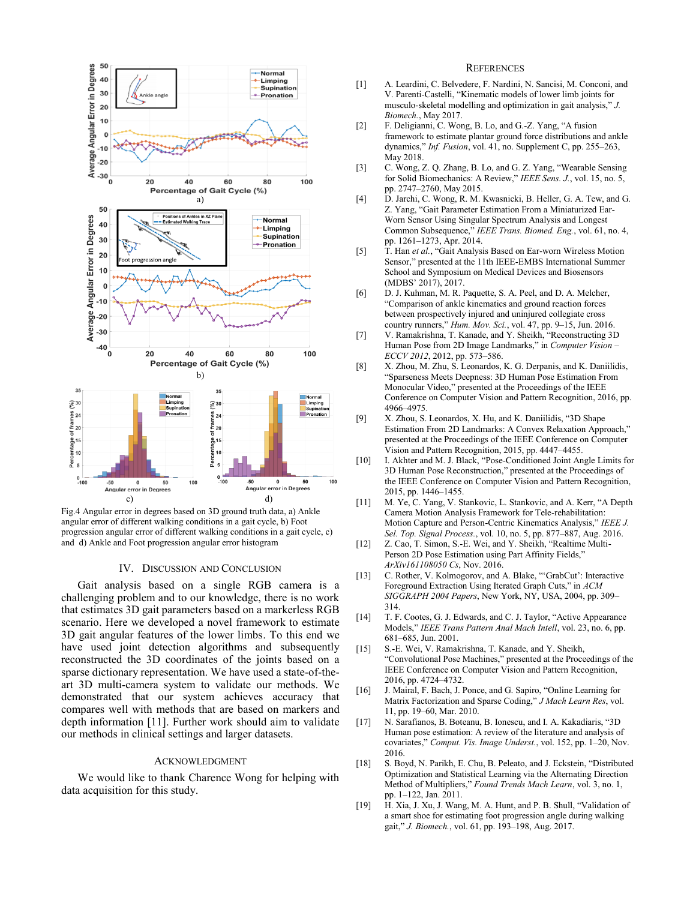Average Angular Error in Degrees

Normal
Limping
Supination
Pronation

Ankle angle

Percentage of Gait Cycle (%)

a)

Positions of Ankles in XZ Plane
Estimated Walking Trace

Foot progression angle

Normal
Limping
Supination
Pronation

Average Angular Error in Degrees

Percentage of Gait Cycle (%)

b)

Percentage of frames (%)

Angular error in Degrees

c)

Percentage of frames (%)

Angular error in Degrees

d)

Fig.4 Angular error in degrees based on 3D ground truth data, a) Ankle angular error of different walking conditions in a gait cycle, b) Foot progression angular error of different walking conditions in a gait cycle, c) and d) Ankle and Foot progression angular error histogram

## IV. Discussion and Conclusion

Gait analysis based on a single RGB camera is a challenging problem and to our knowledge, there is no work that estimates 3D gait parameters based on a markerless RGB scenario. Here we developed a novel framework to estimate 3D gait angular features of the lower limbs. To this end we have used joint detection algorithms and subsequently reconstructed the 3D coordinates of the joints based on a sparse dictionary representation. We have used a state-of-the-art 3D multi-camera system to validate our methods. We demonstrated that our system achieves accuracy that compares well with methods that are based on markers and depth information [11]. Further work should aim to validate our methods in clinical settings and larger datasets.

## Acknowledgment

We would like to thank Charence Wong for helping with data acquisition for this study.

## References

[1] A. Leardini, C. Belvedere, F. Nardini, N. Sancisi, M. Conconi, and V. Parenti-Castelli, "Kinematic models of lower limb joints for musculo-skeletal modelling and optimization in gait analysis," *J. Biomech.*, May 2017.

[2] F. Deligianni, C. Wong, B. Lo, and G.-Z. Yang, "A fusion framework to estimate plantar ground force distributions and ankle dynamics," *Inf. Fusion*, vol. 41, no. Supplement C, pp. 255–263, May 2018.

[3] C. Wong, Z. Q. Zhang, B. Lo, and G. Z. Yang, "Wearable Sensing for Solid Biomechanics: A Review," *IEEE Sens. J.*, vol. 15, no. 5, pp. 2747–2760, May 2015.

[4] D. Jarchi, C. Wong, R. M. Kwasnicki, B. Heller, G. A. Tew, and G. Z. Yang, "Gait Parameter Estimation From a Miniaturized Ear-Worn Sensor Using Singular Spectrum Analysis and Longest Common Subsequence," *IEEE Trans. Biomed. Eng.*, vol. 61, no. 4, pp. 1261–1273, Apr. 2014.

[5] T. Han *et al.*, "Gait Analysis Based on Ear-worn Wireless Motion Sensor," presented at the 11th IEEE-EMBS International Summer School and Symposium on Medical Devices and Biosensors (MDBS' 2017), 2017.

[6] D. J. Kuhman, M. R. Paquette, S. A. Peel, and D. A. Melcher, "Comparison of ankle kinematics and ground reaction forces between prospectively injured and uninjured collegiate cross country runners," *Hum. Mov. Sci.*, vol. 47, pp. 9–15, Jun. 2016.

[7] V. Ramakrishna, T. Kanade, and Y. Sheikh, "Reconstructing 3D Human Pose from 2D Image Landmarks," in *Computer Vision – ECCV 2012*, 2012, pp. 573–586.

[8] X. Zhou, M. Zhu, S. Leonardos, K. G. Derpanis, and K. Daniilidis, "Sparseness Meets Deepness: 3D Human Pose Estimation From Monocular Video," presented at the Proceedings of the IEEE Conference on Computer Vision and Pattern Recognition, 2016, pp. 4966–4975.

[9] X. Zhou, S. Leonardos, X. Hu, and K. Daniilidis, "3D Shape Estimation From 2D Landmarks: A Convex Relaxation Approach," presented at the Proceedings of the IEEE Conference on Computer Vision and Pattern Recognition, 2015, pp. 4447–4455.

[10] I. Akhter and M. J. Black, "Pose-Conditioned Joint Angle Limits for 3D Human Pose Reconstruction," presented at the Proceedings of the IEEE Conference on Computer Vision and Pattern Recognition, 2015, pp. 1446–1455.

[11] M. Ye, C. Yang, V. Stankovic, L. Stankovic, and A. Kerr, "A Depth Camera Motion Analysis Framework for Tele-rehabilitation: Motion Capture and Person-Centric Kinematics Analysis," *IEEE J. Sel. Top. Signal Process.*, vol. 10, no. 5, pp. 877–887, Aug. 2016.

[12] Z. Cao, T. Simon, S.-E. Wei, and Y. Sheikh, "Realtime Multi-Person 2D Pose Estimation using Part Affinity Fields," *ArXiv161108050 Cs*, Nov. 2016.

[13] C. Rother, V. Kolmogorov, and A. Blake, "'GrabCut': Interactive Foreground Extraction Using Iterated Graph Cuts," in *ACM SIGGRAPH 2004 Papers*, New York, NY, USA, 2004, pp. 309–314.

[14] T. F. Cootes, G. J. Edwards, and C. J. Taylor, "Active Appearance Models," *IEEE Trans Pattern Anal Mach Intell*, vol. 23, no. 6, pp. 681–685, Jun. 2001.

[15] S.-E. Wei, V. Ramakrishna, T. Kanade, and Y. Sheikh, "Convolutional Pose Machines," presented at the Proceedings of the IEEE Conference on Computer Vision and Pattern Recognition, 2016, pp. 4724–4732.

[16] J. Mairal, F. Bach, J. Ponce, and G. Sapiro, "Online Learning for Matrix Factorization and Sparse Coding," *J Mach Learn Res*, vol. 11, pp. 19–60, Mar. 2010.

[17] N. Sarafianos, B. Boteanu, B. Ionescu, and I. A. Kakadiaris, "3D Human pose estimation: A review of the literature and analysis of covariates," *Comput. Vis. Image Underst.*, vol. 152, pp. 1–20, Nov. 2016.

[18] S. Boyd, N. Parikh, E. Chu, B. Peleato, and J. Eckstein, "Distributed Optimization and Statistical Learning via the Alternating Direction Method of Multipliers," *Found Trends Mach Learn*, vol. 3, no. 1, pp. 1–122, Jan. 2011.

[19] H. Xia, J. Xu, J. Wang, M. A. Hunt, and P. B. Shull, "Validation of a smart shoe for estimating foot progression angle during walking gait," *J. Biomech.*, vol. 61, pp. 193–198, Aug. 2017.